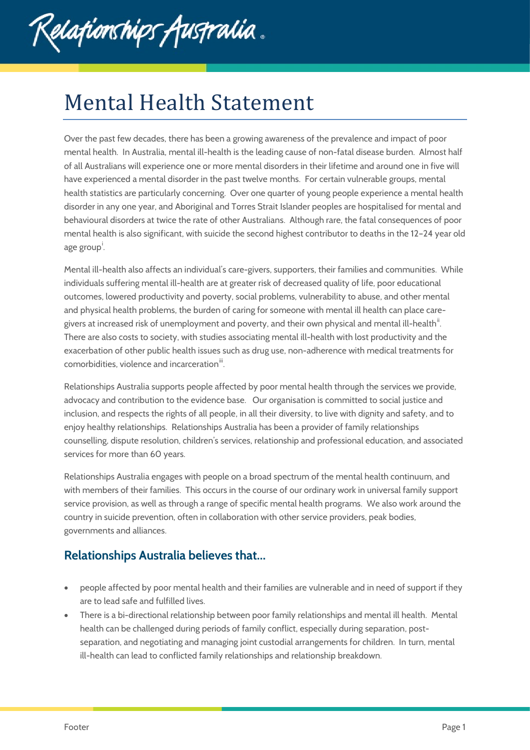# Mental Health Statement

Over the past few decades, there has been a growing awareness of the prevalence and impact of poor mental health. In Australia, mental ill-health is the leading cause of non-fatal disease burden. Almost half of all Australians will experience one or more mental disorders in their lifetime and around one in five will have experienced a mental disorder in the past twelve months. For certain vulnerable groups, mental health statistics are particularly concerning. Over one quarter of young people experience a mental health disorder in any one year, and Aboriginal and Torres Strait Islander peoples are hospitalised for mental and behavioural disorders at twice the rate of other Australians. Although rare, the fatal consequences of poor mental health is also significant, with suicide the second highest contributor to deaths in the 12–24 year old age group[i].

Mental ill-health also affects an individual's care-givers, supporters, their families and communities. While individuals suffering mental ill-health are at greater risk of decreased quality of life, poor educational outcomes, lowered productivity and poverty, social problems, vulnerability to abuse, and other mental and physical health problems, the burden of caring for someone with mental ill health can place care-givers at increased risk of unemployment and poverty, and their own physical and mental ill-health[ii]. There are also costs to society, with studies associating mental ill-health with lost productivity and the exacerbation of other public health issues such as drug use, non-adherence with medical treatments for comorbidities, violence and incarceration[iii].

Relationships Australia supports people affected by poor mental health through the services we provide, advocacy and contribution to the evidence base. Our organisation is committed to social justice and inclusion, and respects the rights of all people, in all their diversity, to live with dignity and safety, and to enjoy healthy relationships. Relationships Australia has been a provider of family relationships counselling, dispute resolution, children's services, relationship and professional education, and associated services for more than 60 years.

Relationships Australia engages with people on a broad spectrum of the mental health continuum, and with members of their families. This occurs in the course of our ordinary work in universal family support service provision, as well as through a range of specific mental health programs. We also work around the country in suicide prevention, often in collaboration with other service providers, peak bodies, governments and alliances.

## Relationships Australia believes that...

- people affected by poor mental health and their families are vulnerable and in need of support if they are to lead safe and fulfilled lives.
- There is a bi-directional relationship between poor family relationships and mental ill health. Mental health can be challenged during periods of family conflict, especially during separation, post-separation, and negotiating and managing joint custodial arrangements for children. In turn, mental ill-health can lead to conflicted family relationships and relationship breakdown.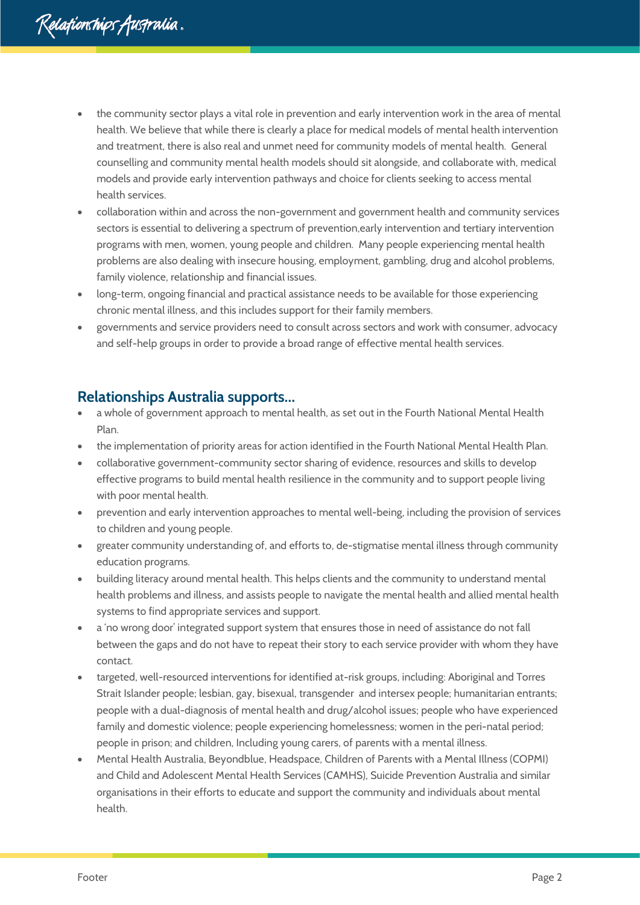- the community sector plays a vital role in prevention and early intervention work in the area of mental health. We believe that while there is clearly a place for medical models of mental health intervention and treatment, there is also real and unmet need for community models of mental health. General counselling and community mental health models should sit alongside, and collaborate with, medical models and provide early intervention pathways and choice for clients seeking to access mental health services.
- collaboration within and across the non-government and government health and community services sectors is essential to delivering a spectrum of prevention,early intervention and tertiary intervention programs with men, women, young people and children. Many people experiencing mental health problems are also dealing with insecure housing, employment, gambling, drug and alcohol problems, family violence, relationship and financial issues.
- long-term, ongoing financial and practical assistance needs to be available for those experiencing chronic mental illness, and this includes support for their family members.
- governments and service providers need to consult across sectors and work with consumer, advocacy and self-help groups in order to provide a broad range of effective mental health services.

## Relationships Australia supports…

- a whole of government approach to mental health, as set out in the Fourth National Mental Health Plan.
- the implementation of priority areas for action identified in the Fourth National Mental Health Plan.
- collaborative government-community sector sharing of evidence, resources and skills to develop effective programs to build mental health resilience in the community and to support people living with poor mental health.
- prevention and early intervention approaches to mental well-being, including the provision of services to children and young people.
- greater community understanding of, and efforts to, de-stigmatise mental illness through community education programs.
- building literacy around mental health. This helps clients and the community to understand mental health problems and illness, and assists people to navigate the mental health and allied mental health systems to find appropriate services and support.
- a 'no wrong door' integrated support system that ensures those in need of assistance do not fall between the gaps and do not have to repeat their story to each service provider with whom they have contact.
- targeted, well-resourced interventions for identified at-risk groups, including: Aboriginal and Torres Strait Islander people; lesbian, gay, bisexual, transgender and intersex people; humanitarian entrants; people with a dual-diagnosis of mental health and drug/alcohol issues; people who have experienced family and domestic violence; people experiencing homelessness; women in the peri-natal period; people in prison; and children, Including young carers, of parents with a mental illness.
- Mental Health Australia, Beyondblue, Headspace, Children of Parents with a Mental Illness (COPMI) and Child and Adolescent Mental Health Services (CAMHS), Suicide Prevention Australia and similar organisations in their efforts to educate and support the community and individuals about mental health.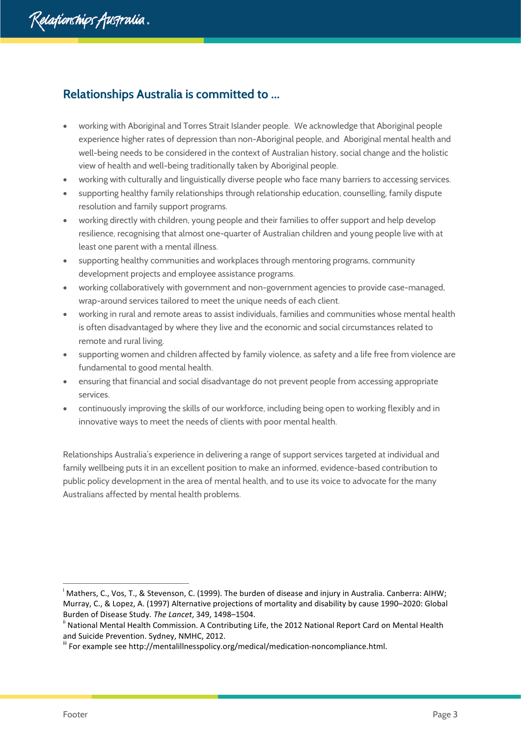## Relationships Australia is committed to …

- working with Aboriginal and Torres Strait Islander people. We acknowledge that Aboriginal people experience higher rates of depression than non-Aboriginal people, and Aboriginal mental health and well-being needs to be considered in the context of Australian history, social change and the holistic view of health and well-being traditionally taken by Aboriginal people.
- working with culturally and linguistically diverse people who face many barriers to accessing services.
- supporting healthy family relationships through relationship education, counselling, family dispute resolution and family support programs.
- working directly with children, young people and their families to offer support and help develop resilience, recognising that almost one-quarter of Australian children and young people live with at least one parent with a mental illness.
- supporting healthy communities and workplaces through mentoring programs, community development projects and employee assistance programs.
- working collaboratively with government and non-government agencies to provide case-managed, wrap-around services tailored to meet the unique needs of each client.
- working in rural and remote areas to assist individuals, families and communities whose mental health is often disadvantaged by where they live and the economic and social circumstances related to remote and rural living.
- supporting women and children affected by family violence, as safety and a life free from violence are fundamental to good mental health.
- ensuring that financial and social disadvantage do not prevent people from accessing appropriate services.
- continuously improving the skills of our workforce, including being open to working flexibly and in innovative ways to meet the needs of clients with poor mental health.

Relationships Australia's experience in delivering a range of support services targeted at individual and family wellbeing puts it in an excellent position to make an informed, evidence-based contribution to public policy development in the area of mental health, and to use its voice to advocate for the many Australians affected by mental health problems.

---

[i] Mathers, C., Vos, T., & Stevenson, C. (1999). The burden of disease and injury in Australia. Canberra: AIHW; Murray, C., & Lopez, A. (1997) Alternative projections of mortality and disability by cause 1990–2020: Global Burden of Disease Study. *The Lancet*, 349, 1498–1504.

[ii] National Mental Health Commission. A Contributing Life, the 2012 National Report Card on Mental Health and Suicide Prevention. Sydney, NMHC, 2012.

[iii] For example see http://mentalillnesspolicy.org/medical/medication-noncompliance.html.